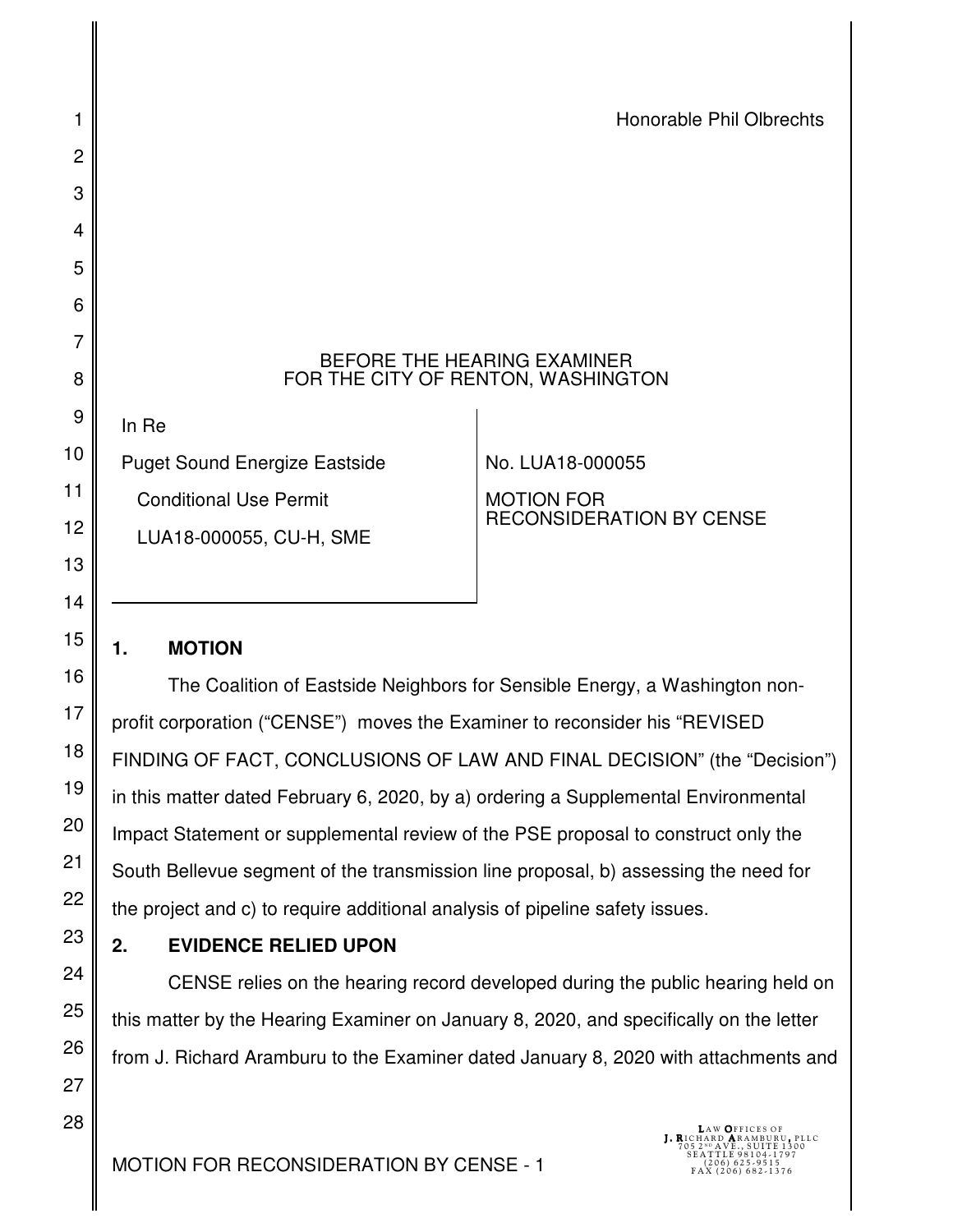Honorable Phil Olbrechts

BEFORE THE HEARING EXAMINER
FOR THE CITY OF RENTON, WASHINGTON

| In Re<br>Puget Sound Energize Eastside<br>Conditional Use Permit<br>LUA18-000055, CU-H, SME | No. LUA18-000055<br>MOTION FOR RECONSIDERATION BY CENSE |
|---|---|

## 1. MOTION

The Coalition of Eastside Neighbors for Sensible Energy, a Washington non-profit corporation ("CENSE") moves the Examiner to reconsider his "REVISED FINDING OF FACT, CONCLUSIONS OF LAW AND FINAL DECISION" (the "Decision") in this matter dated February 6, 2020, by a) ordering a Supplemental Environmental Impact Statement or supplemental review of the PSE proposal to construct only the South Bellevue segment of the transmission line proposal, b) assessing the need for the project and c) to require additional analysis of pipeline safety issues.

## 2. EVIDENCE RELIED UPON

CENSE relies on the hearing record developed during the public hearing held on this matter by the Hearing Examiner on January 8, 2020, and specifically on the letter from J. Richard Aramburu to the Examiner dated January 8, 2020 with attachments and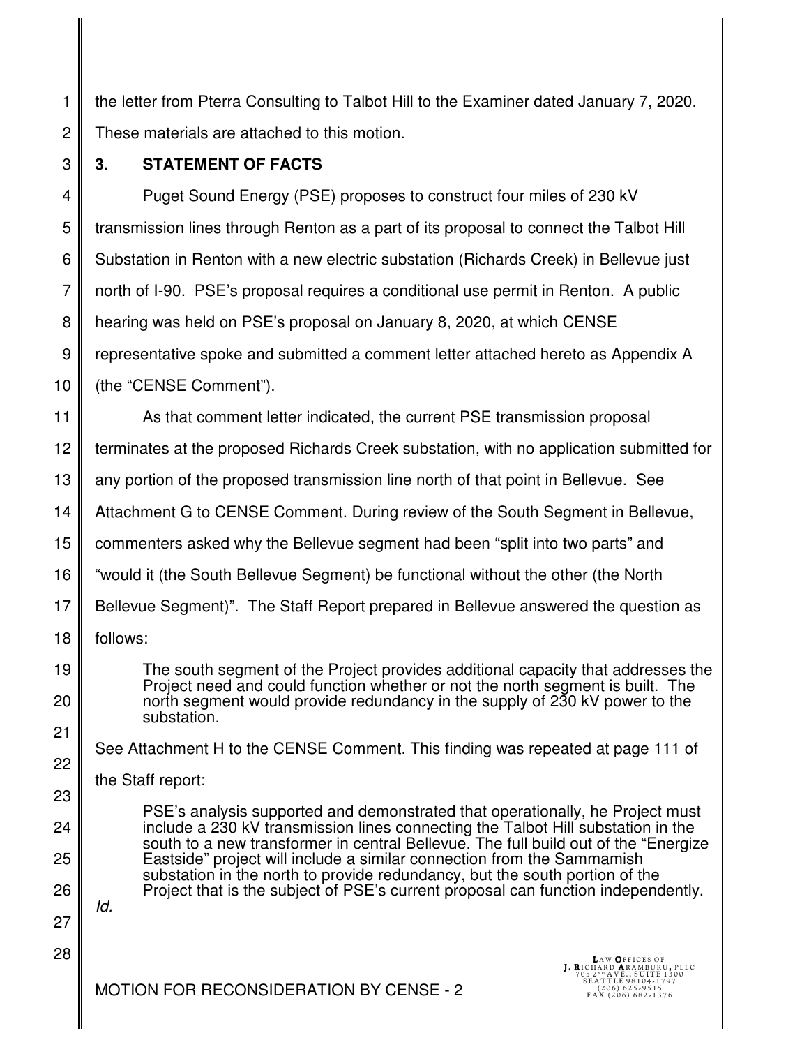the letter from Pterra Consulting to Talbot Hill to the Examiner dated January 7, 2020. These materials are attached to this motion.

## 3. STATEMENT OF FACTS

Puget Sound Energy (PSE) proposes to construct four miles of 230 kV transmission lines through Renton as a part of its proposal to connect the Talbot Hill Substation in Renton with a new electric substation (Richards Creek) in Bellevue just north of I-90. PSE's proposal requires a conditional use permit in Renton. A public hearing was held on PSE's proposal on January 8, 2020, at which CENSE representative spoke and submitted a comment letter attached hereto as Appendix A (the "CENSE Comment").

As that comment letter indicated, the current PSE transmission proposal terminates at the proposed Richards Creek substation, with no application submitted for any portion of the proposed transmission line north of that point in Bellevue. See Attachment G to CENSE Comment. During review of the South Segment in Bellevue, commenters asked why the Bellevue segment had been "split into two parts" and "would it (the South Bellevue Segment) be functional without the other (the North Bellevue Segment)". The Staff Report prepared in Bellevue answered the question as follows:

> The south segment of the Project provides additional capacity that addresses the Project need and could function whether or not the north segment is built. The north segment would provide redundancy in the supply of 230 kV power to the substation.

See Attachment H to the CENSE Comment. This finding was repeated at page 111 of the Staff report:

> PSE's analysis supported and demonstrated that operationally, he Project must include a 230 kV transmission lines connecting the Talbot Hill substation in the south to a new transformer in central Bellevue. The full build out of the "Energize Eastside" project will include a similar connection from the Sammamish substation in the north to provide redundancy, but the south portion of the Project that is the subject of PSE's current proposal can function independently.

*Id.*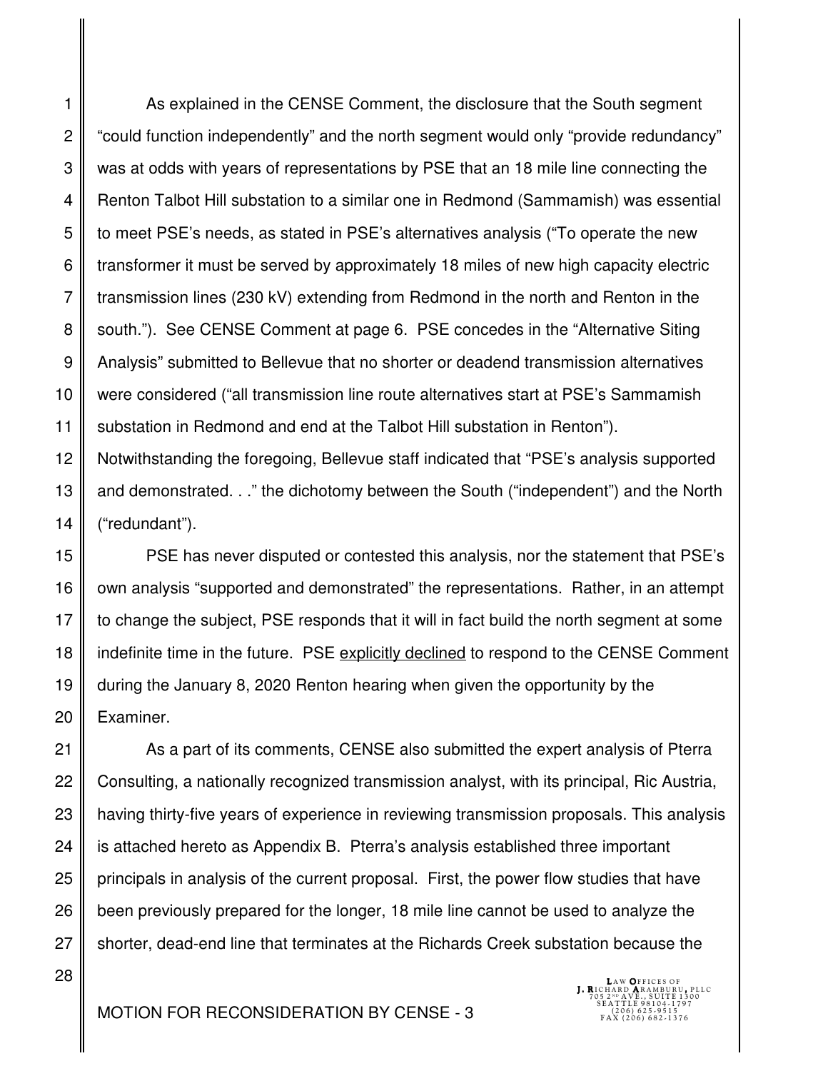As explained in the CENSE Comment, the disclosure that the South segment "could function independently" and the north segment would only "provide redundancy" was at odds with years of representations by PSE that an 18 mile line connecting the Renton Talbot Hill substation to a similar one in Redmond (Sammamish) was essential to meet PSE's needs, as stated in PSE's alternatives analysis ("To operate the new transformer it must be served by approximately 18 miles of new high capacity electric transmission lines (230 kV) extending from Redmond in the north and Renton in the south."). See CENSE Comment at page 6. PSE concedes in the "Alternative Siting Analysis" submitted to Bellevue that no shorter or deadend transmission alternatives were considered ("all transmission line route alternatives start at PSE's Sammamish substation in Redmond and end at the Talbot Hill substation in Renton"). Notwithstanding the foregoing, Bellevue staff indicated that "PSE's analysis supported and demonstrated. . ." the dichotomy between the South ("independent") and the North ("redundant").

PSE has never disputed or contested this analysis, nor the statement that PSE's own analysis "supported and demonstrated" the representations. Rather, in an attempt to change the subject, PSE responds that it will in fact build the north segment at some indefinite time in the future. PSE explicitly declined to respond to the CENSE Comment during the January 8, 2020 Renton hearing when given the opportunity by the Examiner.

As a part of its comments, CENSE also submitted the expert analysis of Pterra Consulting, a nationally recognized transmission analyst, with its principal, Ric Austria, having thirty-five years of experience in reviewing transmission proposals. This analysis is attached hereto as Appendix B. Pterra's analysis established three important principals in analysis of the current proposal. First, the power flow studies that have been previously prepared for the longer, 18 mile line cannot be used to analyze the shorter, dead-end line that terminates at the Richards Creek substation because the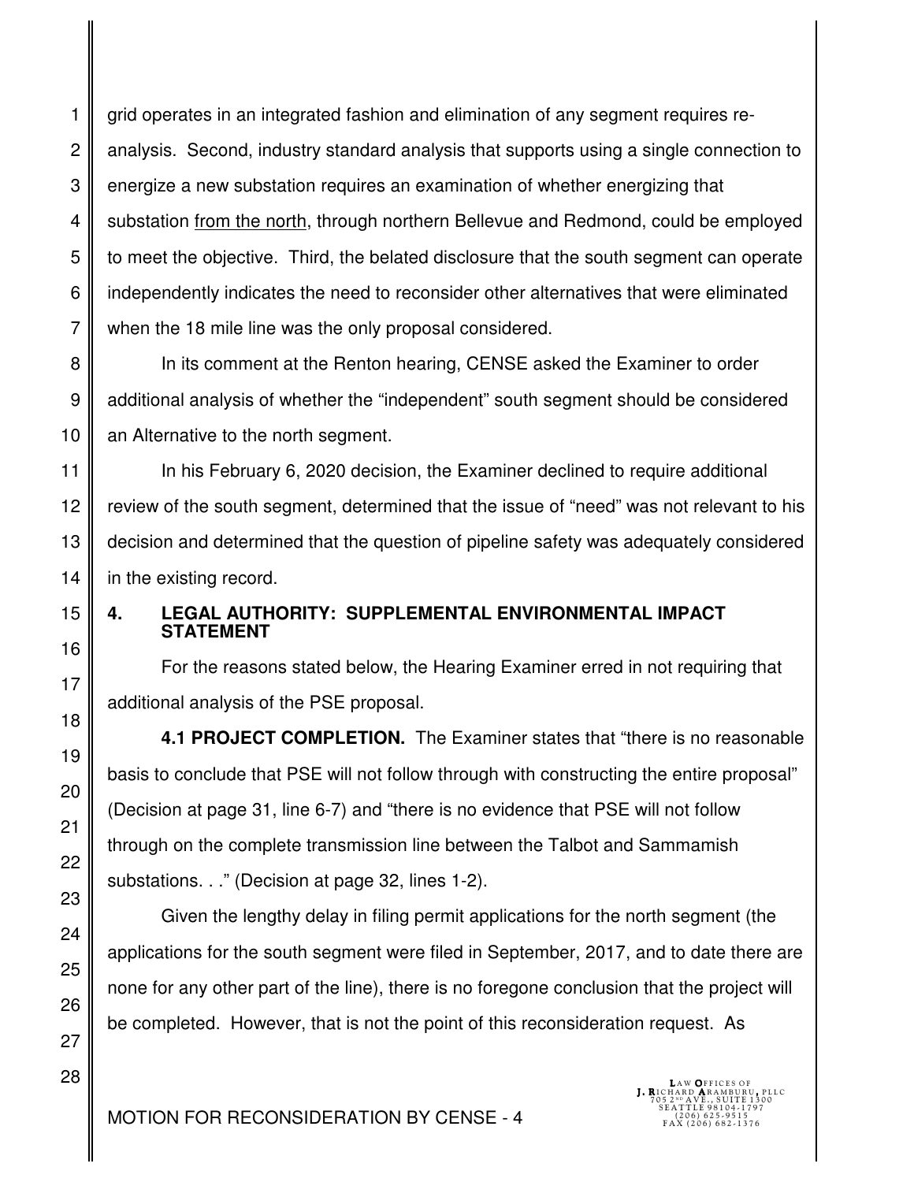grid operates in an integrated fashion and elimination of any segment requires re-analysis. Second, industry standard analysis that supports using a single connection to energize a new substation requires an examination of whether energizing that substation from the north, through northern Bellevue and Redmond, could be employed to meet the objective. Third, the belated disclosure that the south segment can operate independently indicates the need to reconsider other alternatives that were eliminated when the 18 mile line was the only proposal considered.

In its comment at the Renton hearing, CENSE asked the Examiner to order additional analysis of whether the "independent" south segment should be considered an Alternative to the north segment.

In his February 6, 2020 decision, the Examiner declined to require additional review of the south segment, determined that the issue of "need" was not relevant to his decision and determined that the question of pipeline safety was adequately considered in the existing record.

## 4. LEGAL AUTHORITY: SUPPLEMENTAL ENVIRONMENTAL IMPACT STATEMENT

For the reasons stated below, the Hearing Examiner erred in not requiring that additional analysis of the PSE proposal.

**4.1 PROJECT COMPLETION.** The Examiner states that "there is no reasonable basis to conclude that PSE will not follow through with constructing the entire proposal" (Decision at page 31, line 6-7) and "there is no evidence that PSE will not follow through on the complete transmission line between the Talbot and Sammamish substations. . ." (Decision at page 32, lines 1-2).

Given the lengthy delay in filing permit applications for the north segment (the applications for the south segment were filed in September, 2017, and to date there are none for any other part of the line), there is no foregone conclusion that the project will be completed. However, that is not the point of this reconsideration request. As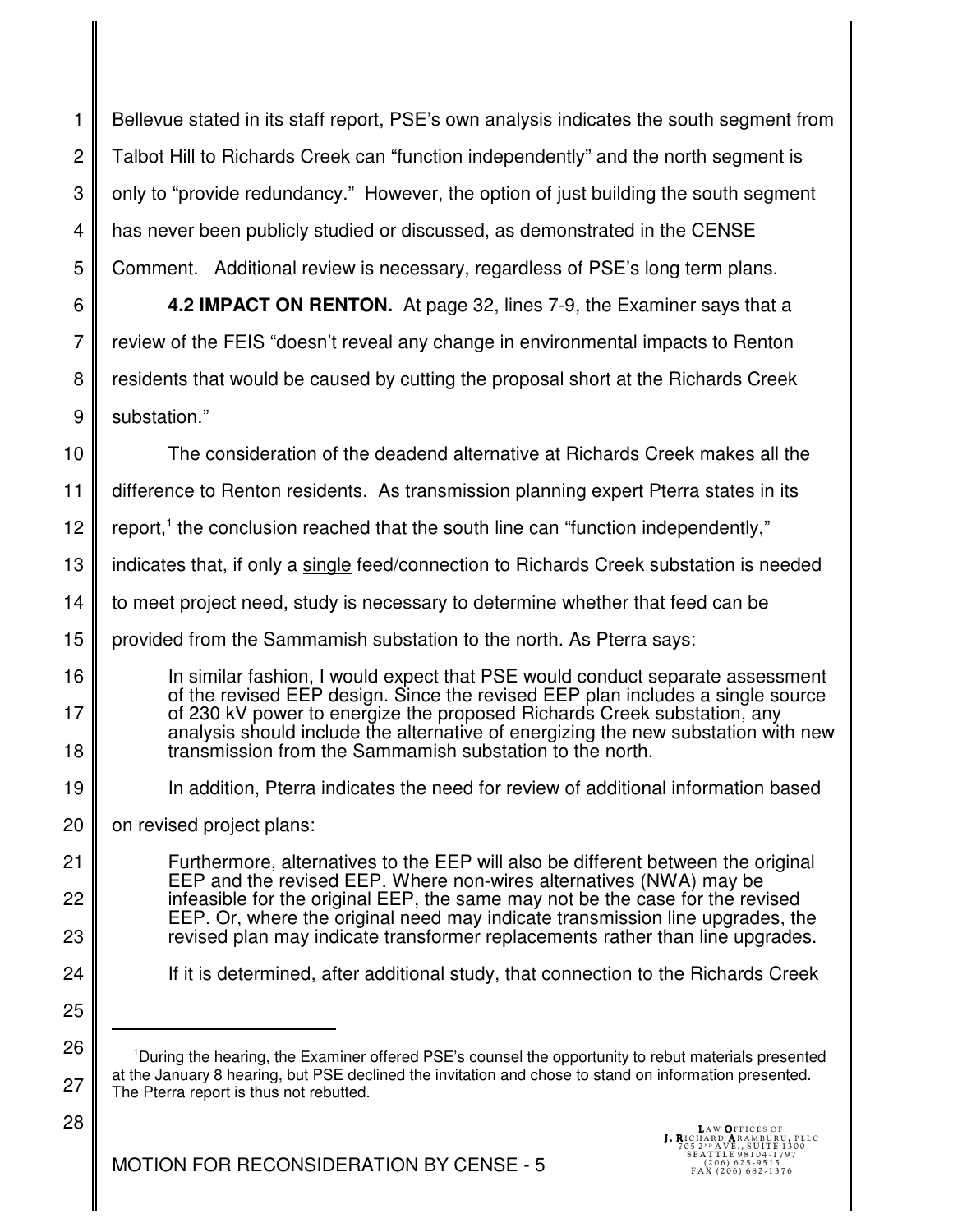Bellevue stated in its staff report, PSE's own analysis indicates the south segment from Talbot Hill to Richards Creek can "function independently" and the north segment is only to "provide redundancy." However, the option of just building the south segment has never been publicly studied or discussed, as demonstrated in the CENSE Comment. Additional review is necessary, regardless of PSE's long term plans.

**4.2 IMPACT ON RENTON.** At page 32, lines 7-9, the Examiner says that a review of the FEIS "doesn't reveal any change in environmental impacts to Renton residents that would be caused by cutting the proposal short at the Richards Creek substation."

The consideration of the deadend alternative at Richards Creek makes all the difference to Renton residents. As transmission planning expert Pterra states in its report,[1] the conclusion reached that the south line can "function independently," indicates that, if only a <u>single</u> feed/connection to Richards Creek substation is needed to meet project need, study is necessary to determine whether that feed can be provided from the Sammamish substation to the north. As Pterra says:

> In similar fashion, I would expect that PSE would conduct separate assessment of the revised EEP design. Since the revised EEP plan includes a single source of 230 kV power to energize the proposed Richards Creek substation, any analysis should include the alternative of energizing the new substation with new transmission from the Sammamish substation to the north.

In addition, Pterra indicates the need for review of additional information based on revised project plans:

> Furthermore, alternatives to the EEP will also be different between the original EEP and the revised EEP. Where non-wires alternatives (NWA) may be infeasible for the original EEP, the same may not be the case for the revised EEP. Or, where the original need may indicate transmission line upgrades, the revised plan may indicate transformer replacements rather than line upgrades.

If it is determined, after additional study, that connection to the Richards Creek

---

[1] During the hearing, the Examiner offered PSE's counsel the opportunity to rebut materials presented at the January 8 hearing, but PSE declined the invitation and chose to stand on information presented. The Pterra report is thus not rebutted.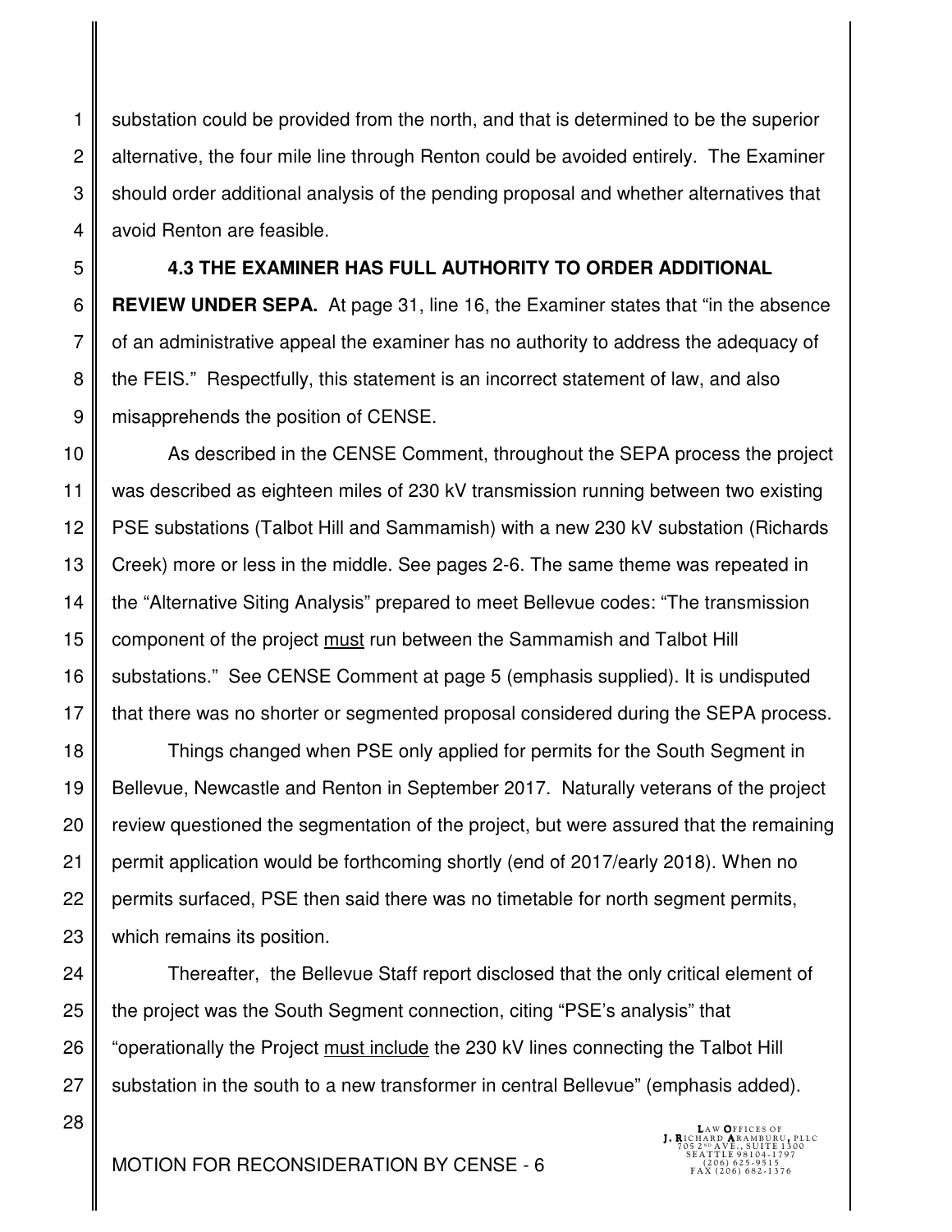substation could be provided from the north, and that is determined to be the superior alternative, the four mile line through Renton could be avoided entirely. The Examiner should order additional analysis of the pending proposal and whether alternatives that avoid Renton are feasible.

**4.3 THE EXAMINER HAS FULL AUTHORITY TO ORDER ADDITIONAL REVIEW UNDER SEPA.** At page 31, line 16, the Examiner states that "in the absence of an administrative appeal the examiner has no authority to address the adequacy of the FEIS." Respectfully, this statement is an incorrect statement of law, and also misapprehends the position of CENSE.

As described in the CENSE Comment, throughout the SEPA process the project was described as eighteen miles of 230 kV transmission running between two existing PSE substations (Talbot Hill and Sammamish) with a new 230 kV substation (Richards Creek) more or less in the middle. See pages 2-6. The same theme was repeated in the "Alternative Siting Analysis" prepared to meet Bellevue codes: "The transmission component of the project <u>must</u> run between the Sammamish and Talbot Hill substations." See CENSE Comment at page 5 (emphasis supplied). It is undisputed that there was no shorter or segmented proposal considered during the SEPA process.

Things changed when PSE only applied for permits for the South Segment in Bellevue, Newcastle and Renton in September 2017. Naturally veterans of the project review questioned the segmentation of the project, but were assured that the remaining permit application would be forthcoming shortly (end of 2017/early 2018). When no permits surfaced, PSE then said there was no timetable for north segment permits, which remains its position.

Thereafter, the Bellevue Staff report disclosed that the only critical element of the project was the South Segment connection, citing "PSE's analysis" that "operationally the Project <u>must include</u> the 230 kV lines connecting the Talbot Hill substation in the south to a new transformer in central Bellevue" (emphasis added).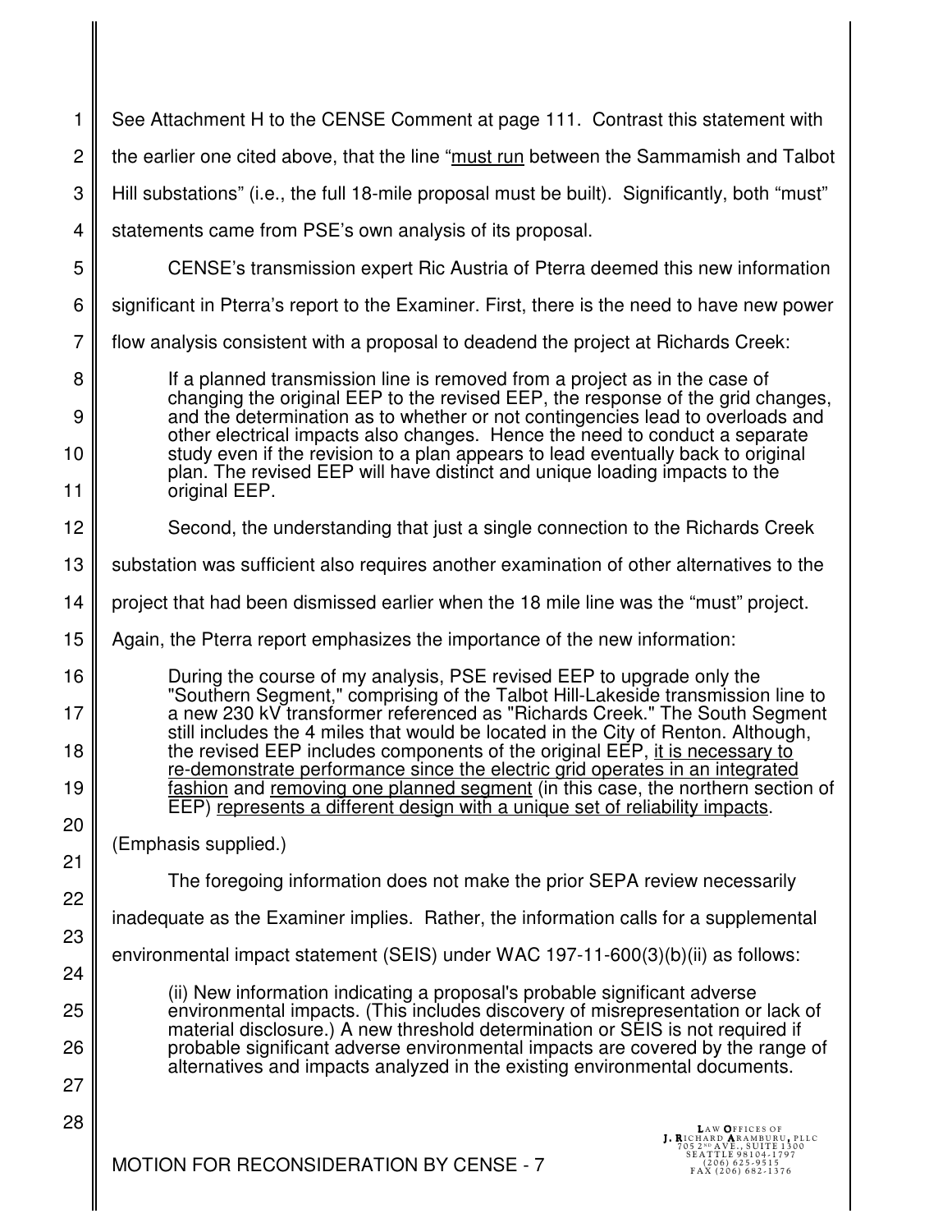See Attachment H to the CENSE Comment at page 111. Contrast this statement with the earlier one cited above, that the line "must run between the Sammamish and Talbot Hill substations" (i.e., the full 18-mile proposal must be built). Significantly, both "must" statements came from PSE's own analysis of its proposal.

CENSE's transmission expert Ric Austria of Pterra deemed this new information significant in Pterra's report to the Examiner. First, there is the need to have new power flow analysis consistent with a proposal to deadend the project at Richards Creek:

> If a planned transmission line is removed from a project as in the case of changing the original EEP to the revised EEP, the response of the grid changes, and the determination as to whether or not contingencies lead to overloads and other electrical impacts also changes. Hence the need to conduct a separate study even if the revision to a plan appears to lead eventually back to original plan. The revised EEP will have distinct and unique loading impacts to the original EEP.

Second, the understanding that just a single connection to the Richards Creek substation was sufficient also requires another examination of other alternatives to the project that had been dismissed earlier when the 18 mile line was the "must" project. Again, the Pterra report emphasizes the importance of the new information:

> During the course of my analysis, PSE revised EEP to upgrade only the "Southern Segment," comprising of the Talbot Hill-Lakeside transmission line to a new 230 kV transformer referenced as "Richards Creek." The South Segment still includes the 4 miles that would be located in the City of Renton. Although, the revised EEP includes components of the original EEP, it is necessary to re-demonstrate performance since the electric grid operates in an integrated fashion and removing one planned segment (in this case, the northern section of EEP) represents a different design with a unique set of reliability impacts.

(Emphasis supplied.)

The foregoing information does not make the prior SEPA review necessarily inadequate as the Examiner implies. Rather, the information calls for a supplemental environmental impact statement (SEIS) under WAC 197-11-600(3)(b)(ii) as follows:

> (ii) New information indicating a proposal's probable significant adverse environmental impacts. (This includes discovery of misrepresentation or lack of material disclosure.) A new threshold determination or SEIS is not required if probable significant adverse environmental impacts are covered by the range of alternatives and impacts analyzed in the existing environmental documents.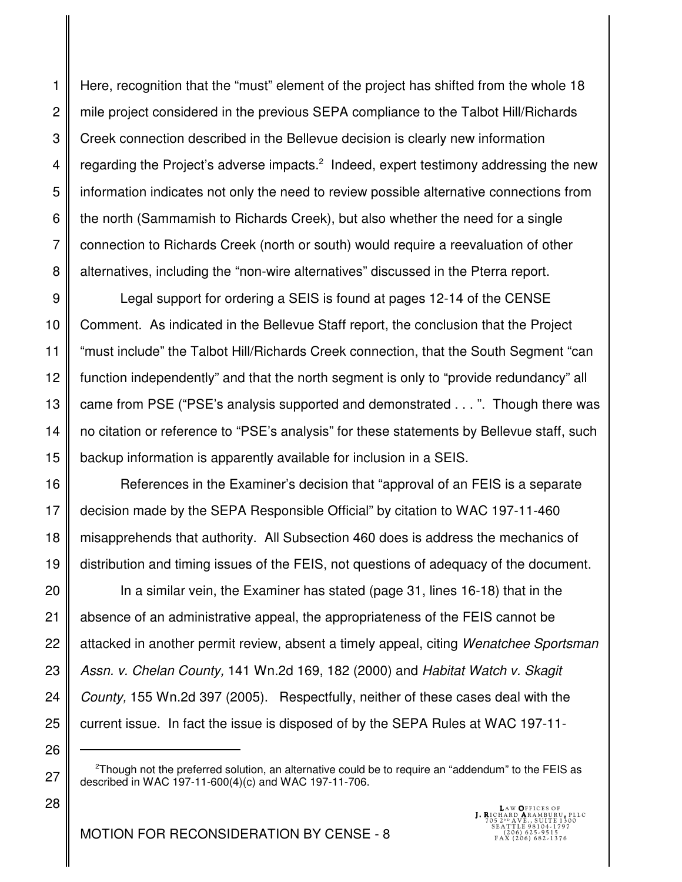Here, recognition that the "must" element of the project has shifted from the whole 18 mile project considered in the previous SEPA compliance to the Talbot Hill/Richards Creek connection described in the Bellevue decision is clearly new information regarding the Project's adverse impacts.[2] Indeed, expert testimony addressing the new information indicates not only the need to review possible alternative connections from the north (Sammamish to Richards Creek), but also whether the need for a single connection to Richards Creek (north or south) would require a reevaluation of other alternatives, including the "non-wire alternatives" discussed in the Pterra report.

Legal support for ordering a SEIS is found at pages 12-14 of the CENSE Comment. As indicated in the Bellevue Staff report, the conclusion that the Project "must include" the Talbot Hill/Richards Creek connection, that the South Segment "can function independently" and that the north segment is only to "provide redundancy" all came from PSE ("PSE's analysis supported and demonstrated . . . ". Though there was no citation or reference to "PSE's analysis" for these statements by Bellevue staff, such backup information is apparently available for inclusion in a SEIS.

References in the Examiner's decision that "approval of an FEIS is a separate decision made by the SEPA Responsible Official" by citation to WAC 197-11-460 misapprehends that authority. All Subsection 460 does is address the mechanics of distribution and timing issues of the FEIS, not questions of adequacy of the document.

In a similar vein, the Examiner has stated (page 31, lines 16-18) that in the absence of an administrative appeal, the appropriateness of the FEIS cannot be attacked in another permit review, absent a timely appeal, citing *Wenatchee Sportsman Assn. v. Chelan County,* 141 Wn.2d 169, 182 (2000) and *Habitat Watch v. Skagit County,* 155 Wn.2d 397 (2005). Respectfully, neither of these cases deal with the current issue. In fact the issue is disposed of by the SEPA Rules at WAC 197-11-

---

[2] Though not the preferred solution, an alternative could be to require an "addendum" to the FEIS as described in WAC 197-11-600(4)(c) and WAC 197-11-706.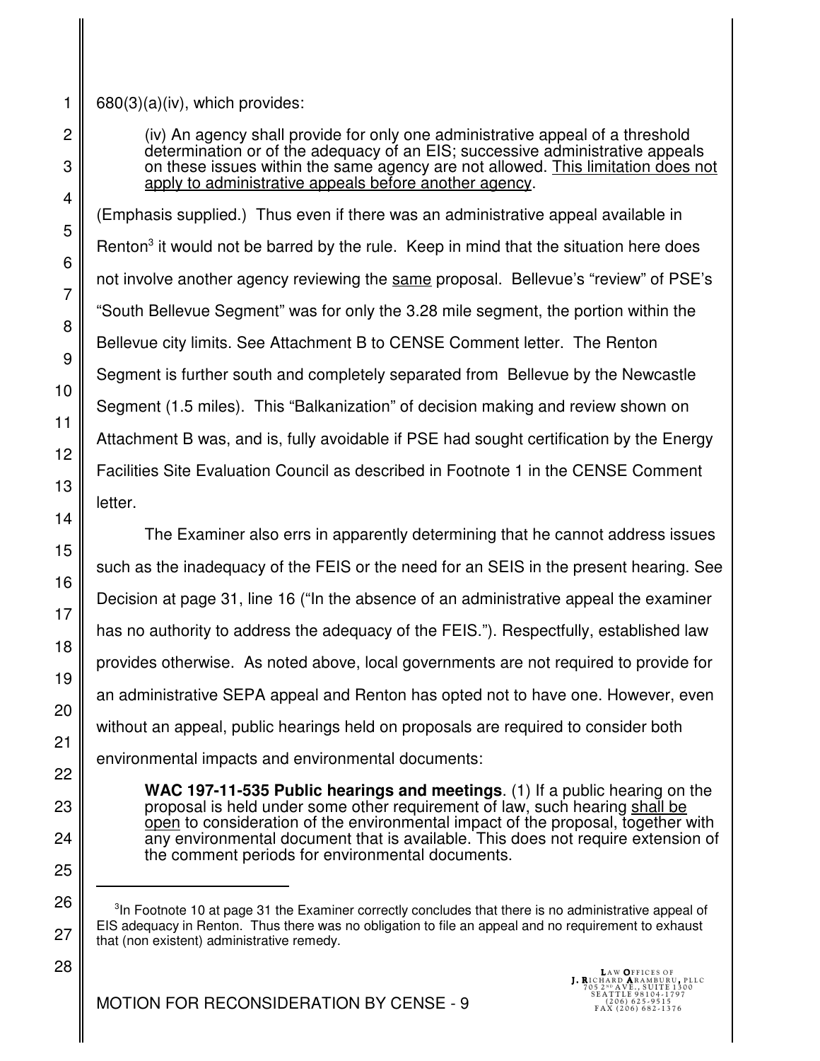680(3)(a)(iv), which provides:

> (iv) An agency shall provide for only one administrative appeal of a threshold determination or of the adequacy of an EIS; successive administrative appeals on these issues within the same agency are not allowed. <u>This limitation does not apply to administrative appeals before another agency</u>.

(Emphasis supplied.) Thus even if there was an administrative appeal available in Renton[3] it would not be barred by the rule. Keep in mind that the situation here does not involve another agency reviewing the <u>same</u> proposal. Bellevue's "review" of PSE's "South Bellevue Segment" was for only the 3.28 mile segment, the portion within the Bellevue city limits. See Attachment B to CENSE Comment letter. The Renton Segment is further south and completely separated from Bellevue by the Newcastle Segment (1.5 miles). This "Balkanization" of decision making and review shown on Attachment B was, and is, fully avoidable if PSE had sought certification by the Energy Facilities Site Evaluation Council as described in Footnote 1 in the CENSE Comment letter.

The Examiner also errs in apparently determining that he cannot address issues such as the inadequacy of the FEIS or the need for an SEIS in the present hearing. See Decision at page 31, line 16 ("In the absence of an administrative appeal the examiner has no authority to address the adequacy of the FEIS."). Respectfully, established law provides otherwise. As noted above, local governments are not required to provide for an administrative SEPA appeal and Renton has opted not to have one. However, even without an appeal, public hearings held on proposals are required to consider both environmental impacts and environmental documents:

> **WAC 197-11-535 Public hearings and meetings**. (1) If a public hearing on the proposal is held under some other requirement of law, such hearing <u>shall be open</u> to consideration of the environmental impact of the proposal, together with any environmental document that is available. This does not require extension of the comment periods for environmental documents.

---

[3] In Footnote 10 at page 31 the Examiner correctly concludes that there is no administrative appeal of EIS adequacy in Renton. Thus there was no obligation to file an appeal and no requirement to exhaust that (non existent) administrative remedy.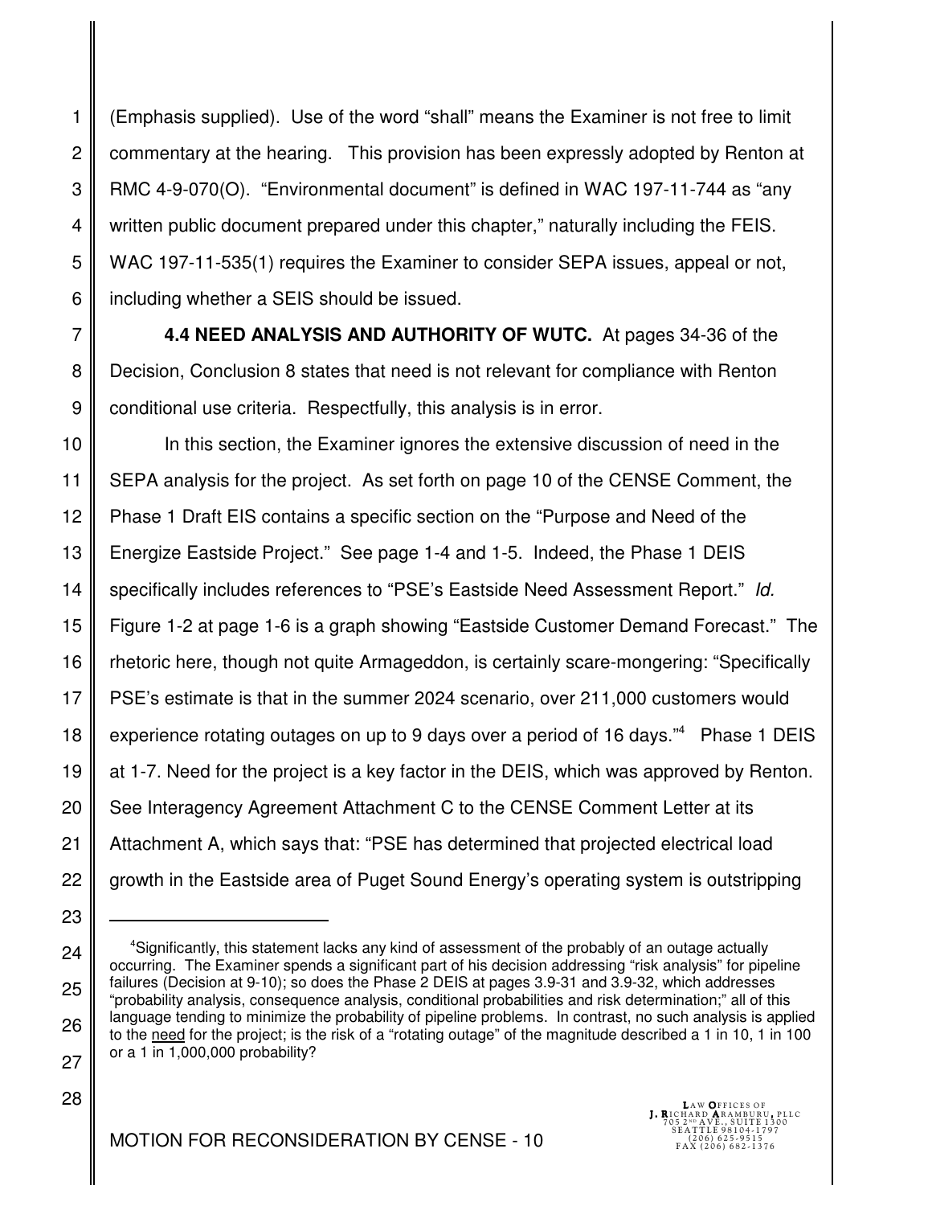(Emphasis supplied). Use of the word "shall" means the Examiner is not free to limit commentary at the hearing. This provision has been expressly adopted by Renton at RMC 4-9-070(O). "Environmental document" is defined in WAC 197-11-744 as "any written public document prepared under this chapter," naturally including the FEIS. WAC 197-11-535(1) requires the Examiner to consider SEPA issues, appeal or not, including whether a SEIS should be issued.

**4.4 NEED ANALYSIS AND AUTHORITY OF WUTC.** At pages 34-36 of the Decision, Conclusion 8 states that need is not relevant for compliance with Renton conditional use criteria. Respectfully, this analysis is in error.

In this section, the Examiner ignores the extensive discussion of need in the SEPA analysis for the project. As set forth on page 10 of the CENSE Comment, the Phase 1 Draft EIS contains a specific section on the "Purpose and Need of the Energize Eastside Project." See page 1-4 and 1-5. Indeed, the Phase 1 DEIS specifically includes references to "PSE's Eastside Need Assessment Report." *Id.* Figure 1-2 at page 1-6 is a graph showing "Eastside Customer Demand Forecast." The rhetoric here, though not quite Armageddon, is certainly scare-mongering: "Specifically PSE's estimate is that in the summer 2024 scenario, over 211,000 customers would experience rotating outages on up to 9 days over a period of 16 days."[4] Phase 1 DEIS at 1-7. Need for the project is a key factor in the DEIS, which was approved by Renton. See Interagency Agreement Attachment C to the CENSE Comment Letter at its Attachment A, which says that: "PSE has determined that projected electrical load growth in the Eastside area of Puget Sound Energy's operating system is outstripping

---

[4] Significantly, this statement lacks any kind of assessment of the probably of an outage actually occurring. The Examiner spends a significant part of his decision addressing "risk analysis" for pipeline failures (Decision at 9-10); so does the Phase 2 DEIS at pages 3.9-31 and 3.9-32, which addresses "probability analysis, consequence analysis, conditional probabilities and risk determination;" all of this language tending to minimize the probability of pipeline problems. In contrast, no such analysis is applied to the <u>need</u> for the project; is the risk of a "rotating outage" of the magnitude described a 1 in 10, 1 in 100 or a 1 in 1,000,000 probability?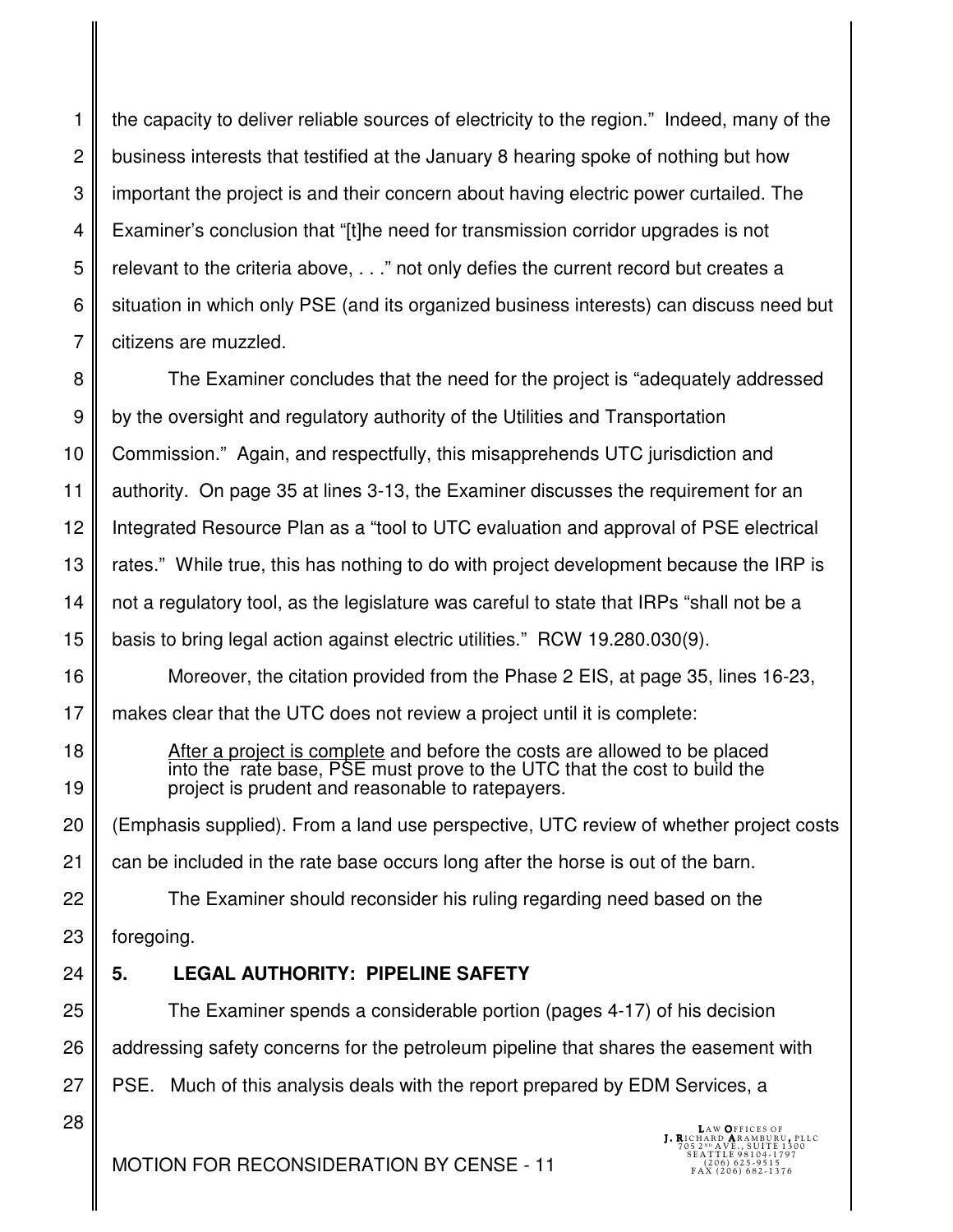the capacity to deliver reliable sources of electricity to the region." Indeed, many of the business interests that testified at the January 8 hearing spoke of nothing but how important the project is and their concern about having electric power curtailed. The Examiner's conclusion that "[t]he need for transmission corridor upgrades is not relevant to the criteria above, . . ." not only defies the current record but creates a situation in which only PSE (and its organized business interests) can discuss need but citizens are muzzled.

The Examiner concludes that the need for the project is "adequately addressed by the oversight and regulatory authority of the Utilities and Transportation Commission." Again, and respectfully, this misapprehends UTC jurisdiction and authority. On page 35 at lines 3-13, the Examiner discusses the requirement for an Integrated Resource Plan as a "tool to UTC evaluation and approval of PSE electrical rates." While true, this has nothing to do with project development because the IRP is not a regulatory tool, as the legislature was careful to state that IRPs "shall not be a basis to bring legal action against electric utilities." RCW 19.280.030(9).

Moreover, the citation provided from the Phase 2 EIS, at page 35, lines 16-23, makes clear that the UTC does not review a project until it is complete:

> After a project is complete and before the costs are allowed to be placed into the rate base, PSE must prove to the UTC that the cost to build the project is prudent and reasonable to ratepayers.

(Emphasis supplied). From a land use perspective, UTC review of whether project costs can be included in the rate base occurs long after the horse is out of the barn.

The Examiner should reconsider his ruling regarding need based on the foregoing.

## 5. LEGAL AUTHORITY: PIPELINE SAFETY

The Examiner spends a considerable portion (pages 4-17) of his decision addressing safety concerns for the petroleum pipeline that shares the easement with PSE. Much of this analysis deals with the report prepared by EDM Services, a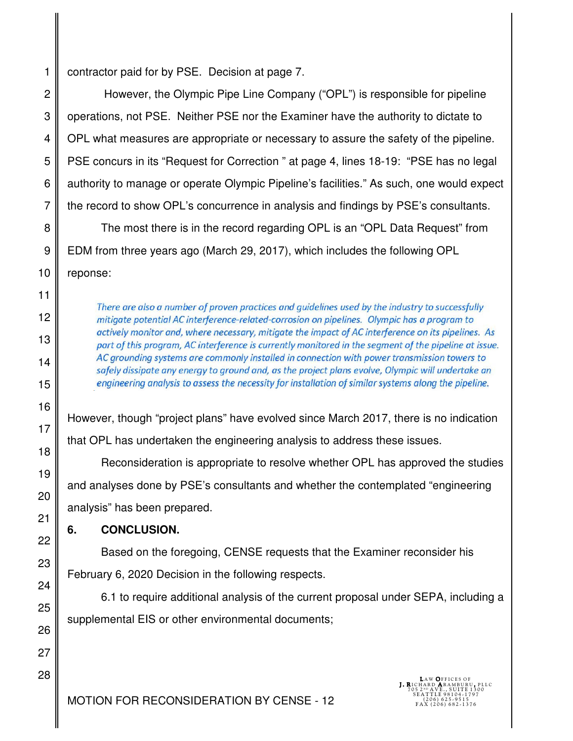contractor paid for by PSE. Decision at page 7.

However, the Olympic Pipe Line Company ("OPL") is responsible for pipeline operations, not PSE. Neither PSE nor the Examiner have the authority to dictate to OPL what measures are appropriate or necessary to assure the safety of the pipeline. PSE concurs in its "Request for Correction " at page 4, lines 18-19: "PSE has no legal authority to manage or operate Olympic Pipeline's facilities." As such, one would expect the record to show OPL's concurrence in analysis and findings by PSE's consultants.

The most there is in the record regarding OPL is an "OPL Data Request" from EDM from three years ago (March 29, 2017), which includes the following OPL reponse:

> *There are also a number of proven practices and guidelines used by the industry to successfully mitigate potential AC interference-related-corrosion on pipelines. Olympic has a program to actively monitor and, where necessary, mitigate the impact of AC interference on its pipelines. As part of this program, AC interference is currently monitored in the segment of the pipeline at issue. AC grounding systems are commonly installed in connection with power transmission towers to safely dissipate any energy to ground and, as the project plans evolve, Olympic will undertake an engineering analysis to assess the necessity for installation of similar systems along the pipeline.*

However, though "project plans" have evolved since March 2017, there is no indication that OPL has undertaken the engineering analysis to address these issues.

Reconsideration is appropriate to resolve whether OPL has approved the studies and analyses done by PSE's consultants and whether the contemplated "engineering analysis" has been prepared.

## 6. CONCLUSION.

Based on the foregoing, CENSE requests that the Examiner reconsider his February 6, 2020 Decision in the following respects.

6.1 to require additional analysis of the current proposal under SEPA, including a supplemental EIS or other environmental documents;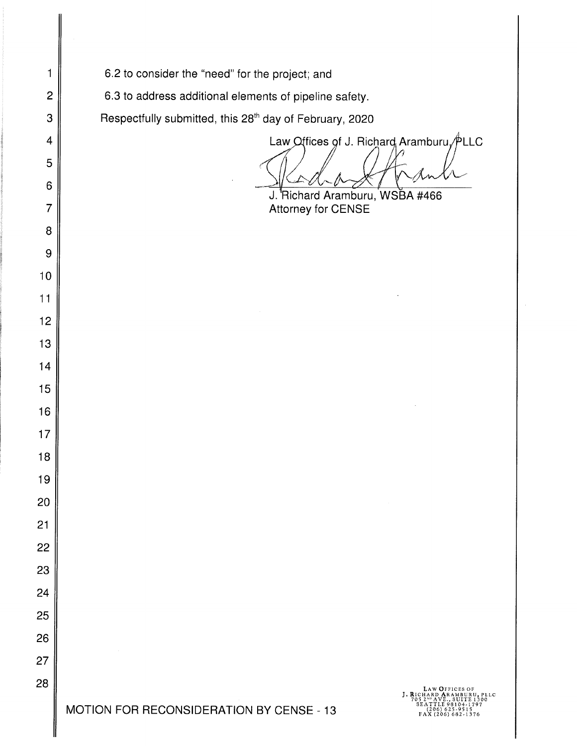6.2 to consider the "need" for the project; and

6.3 to address additional elements of pipeline safety.

Respectfully submitted, this 28th day of February, 2020

Law Offices of J. Richard Aramburu, PLLC

J. Richard Aramburu, WSBA #466
Attorney for CENSE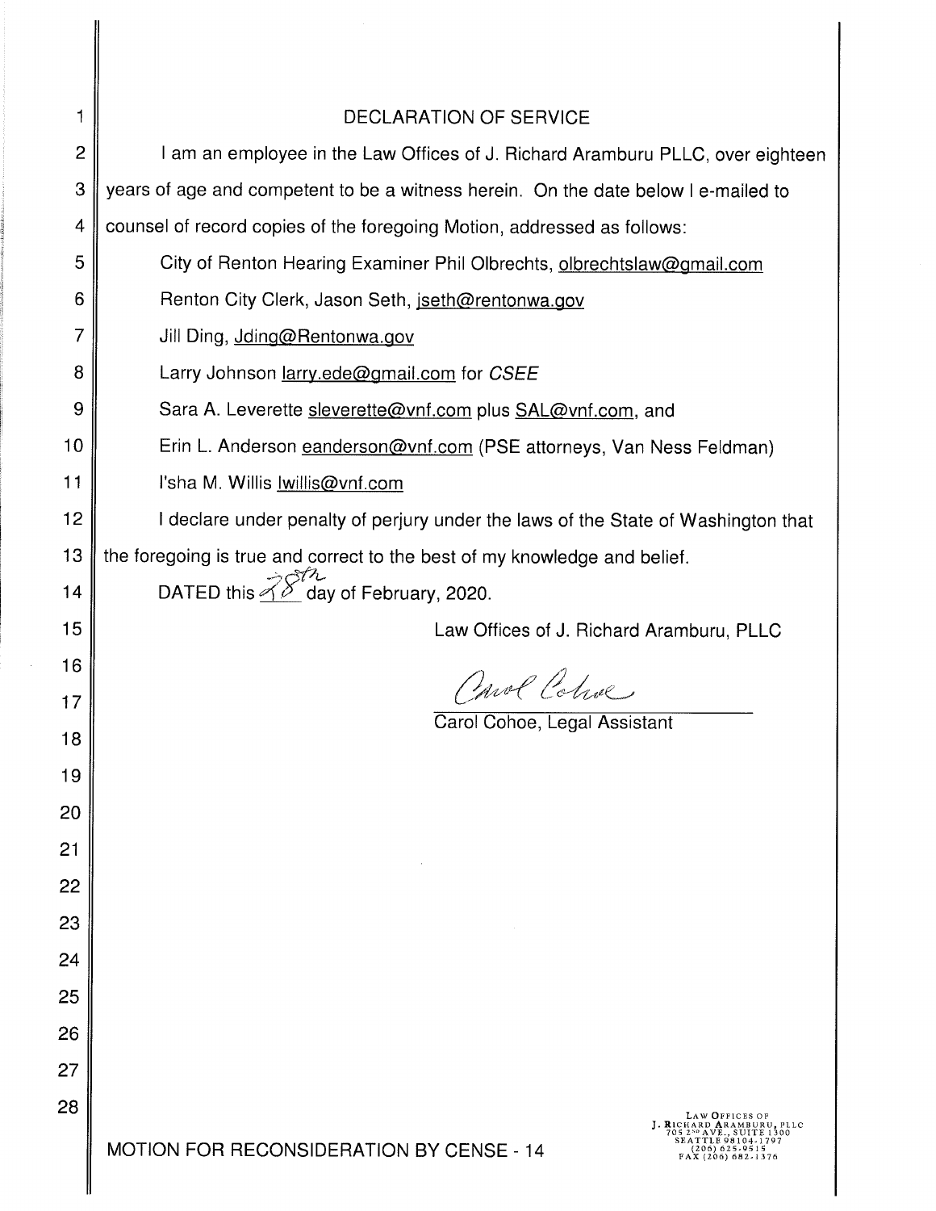# DECLARATION OF SERVICE

I am an employee in the Law Offices of J. Richard Aramburu PLLC, over eighteen years of age and competent to be a witness herein. On the date below I e-mailed to counsel of record copies of the foregoing Motion, addressed as follows:

City of Renton Hearing Examiner Phil Olbrechts, olbrechtslaw@gmail.com

Renton City Clerk, Jason Seth, jseth@rentonwa.gov

Jill Ding, Jding@Rentonwa.gov

Larry Johnson larry.ede@gmail.com for *CSEE*

Sara A. Leverette sleverette@vnf.com plus SAL@vnf.com, and

Erin L. Anderson eanderson@vnf.com (PSE attorneys, Van Ness Feldman)

I'sha M. Willis Iwillis@vnf.com

I declare under penalty of perjury under the laws of the State of Washington that the foregoing is true and correct to the best of my knowledge and belief.

DATED this 28th day of February, 2020.

Law Offices of J. Richard Aramburu, PLLC

Carol Cohoe

Carol Cohoe, Legal Assistant

MOTION FOR RECONSIDERATION BY CENSE - 14

LAW OFFICES OF
J. RICHARD ARAMBURU, PLLC
705 2ND AVE., SUITE 1300
SEATTLE 98104-1797
(206) 625-9515
FAX (206) 682-1376